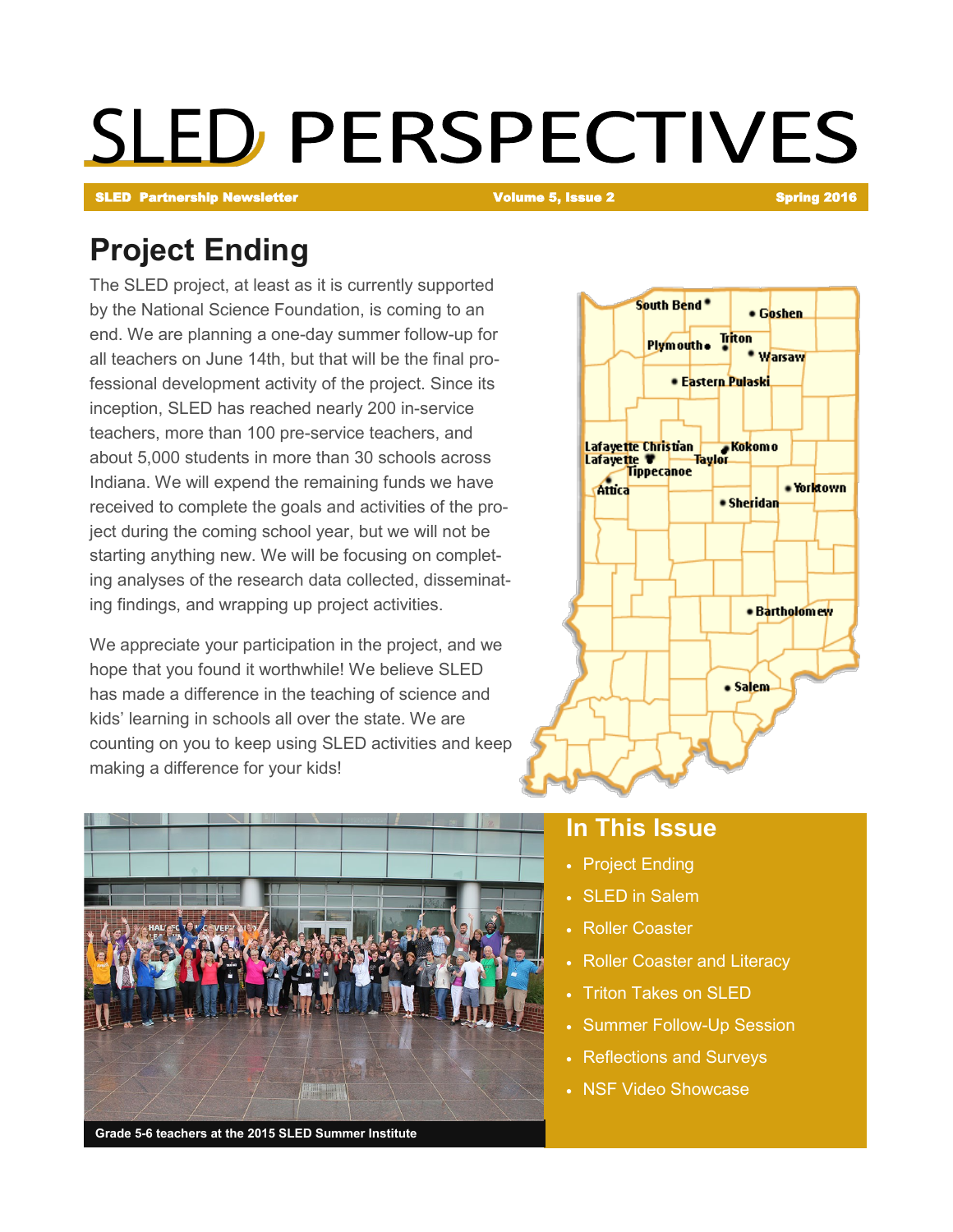# SLED PERSPECTIVES

**SLED Partnership Newsletter** | **Volume 5, Issue 2** | **Spring 2016**

## Project Ending

The SLED project, at least as it is currently supported by the National Science Foundation, is coming to an end. We are planning a one-day summer follow-up for all teachers on June 14th, but that will be the final professional development activity of the project. Since its inception, SLED has reached nearly 200 in-service teachers, more than 100 pre-service teachers, and about 5,000 students in more than 30 schools across Indiana. We will expend the remaining funds we have received to complete the goals and activities of the project during the coming school year, but we will not be starting anything new. We will be focusing on completing analyses of the research data collected, disseminating findings, and wrapping up project activities.

We appreciate your participation in the project, and we hope that you found it worthwhile! We believe SLED has made a difference in the teaching of science and kids' learning in schools all over the state. We are counting on you to keep using SLED activities and keep making a difference for your kids!

Grade 5-6 teachers at the 2015 SLED Summer Institute

## In This Issue

- Project Ending
- SLED in Salem
- Roller Coaster
- Roller Coaster and Literacy
- Triton Takes on SLED
- Summer Follow-Up Session
- Reflections and Surveys
- NSF Video Showcase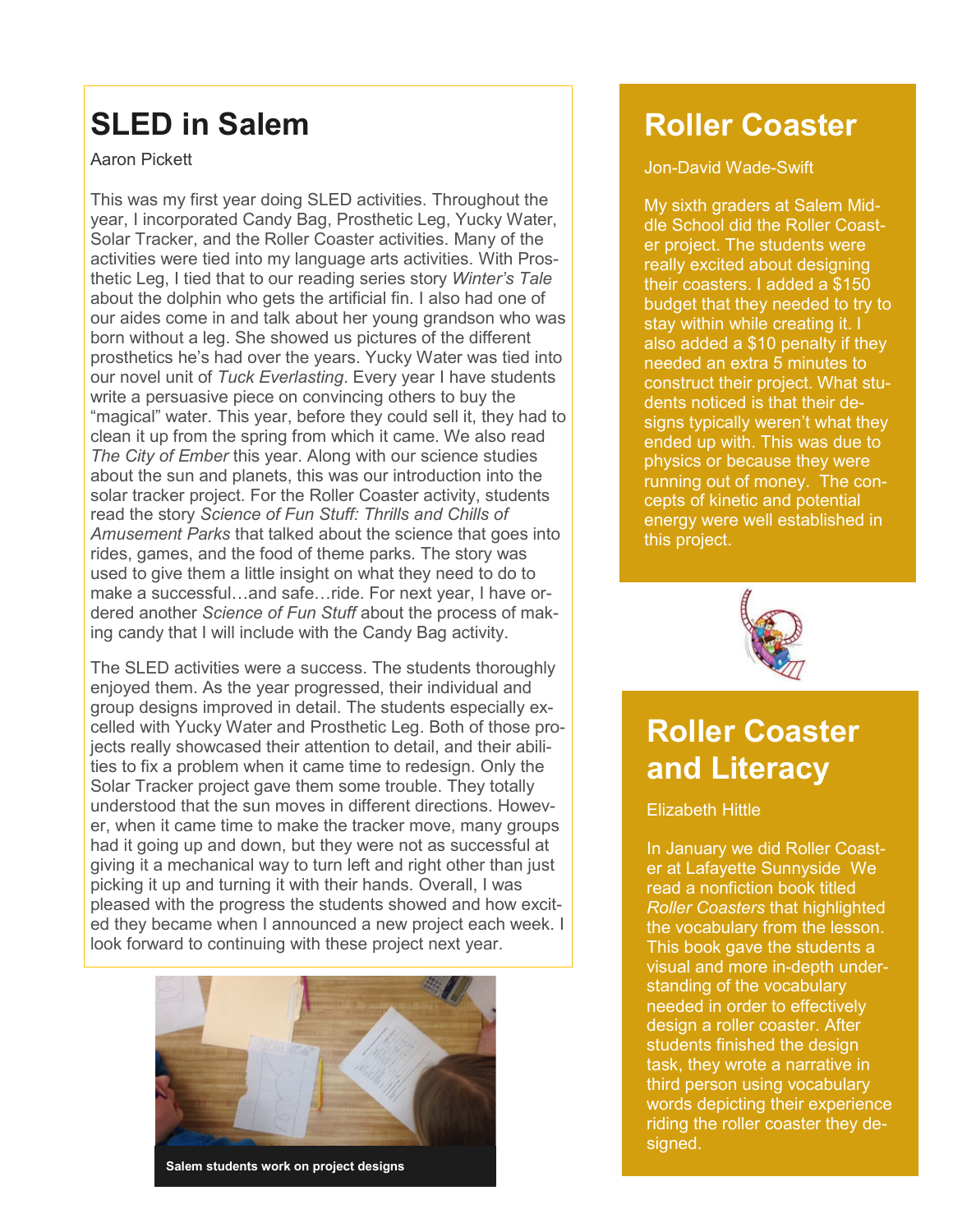## SLED in Salem

Aaron Pickett

This was my first year doing SLED activities. Throughout the year, I incorporated Candy Bag, Prosthetic Leg, Yucky Water, Solar Tracker, and the Roller Coaster activities. Many of the activities were tied into my language arts activities. With Prosthetic Leg, I tied that to our reading series story *Winter's Tale* about the dolphin who gets the artificial fin. I also had one of our aides come in and talk about her young grandson who was born without a leg. She showed us pictures of the different prosthetics he's had over the years. Yucky Water was tied into our novel unit of *Tuck Everlasting*. Every year I have students write a persuasive piece on convincing others to buy the "magical" water. This year, before they could sell it, they had to clean it up from the spring from which it came. We also read *The City of Ember* this year. Along with our science studies about the sun and planets, this was our introduction into the solar tracker project. For the Roller Coaster activity, students read the story *Science of Fun Stuff: Thrills and Chills of Amusement Parks* that talked about the science that goes into rides, games, and the food of theme parks. The story was used to give them a little insight on what they need to do to make a successful…and safe…ride. For next year, I have ordered another *Science of Fun Stuff* about the process of making candy that I will include with the Candy Bag activity.

The SLED activities were a success. The students thoroughly enjoyed them. As the year progressed, their individual and group designs improved in detail. The students especially excelled with Yucky Water and Prosthetic Leg. Both of those projects really showcased their attention to detail, and their abilities to fix a problem when it came time to redesign. Only the Solar Tracker project gave them some trouble. They totally understood that the sun moves in different directions. However, when it came time to make the tracker move, many groups had it going up and down, but they were not as successful at giving it a mechanical way to turn left and right other than just picking it up and turning it with their hands. Overall, I was pleased with the progress the students showed and how excited they became when I announced a new project each week. I look forward to continuing with these project next year.

Salem students work on project designs

## Roller Coaster

Jon-David Wade-Swift

My sixth graders at Salem Middle School did the Roller Coaster project. The students were really excited about designing their coasters. I added a $150 budget that they needed to try to stay within while creating it. I also added a $10 penalty if they needed an extra 5 minutes to construct their project. What students noticed is that their designs typically weren't what they ended up with. This was due to physics or because they were running out of money. The concepts of kinetic and potential energy were well established in this project.

## Roller Coaster and Literacy

Elizabeth Hittle

In January we did Roller Coaster at Lafayette Sunnyside We read a nonfiction book titled *Roller Coasters* that highlighted the vocabulary from the lesson. This book gave the students a visual and more in-depth understanding of the vocabulary needed in order to effectively design a roller coaster. After students finished the design task, they wrote a narrative in third person using vocabulary words depicting their experience riding the roller coaster they designed.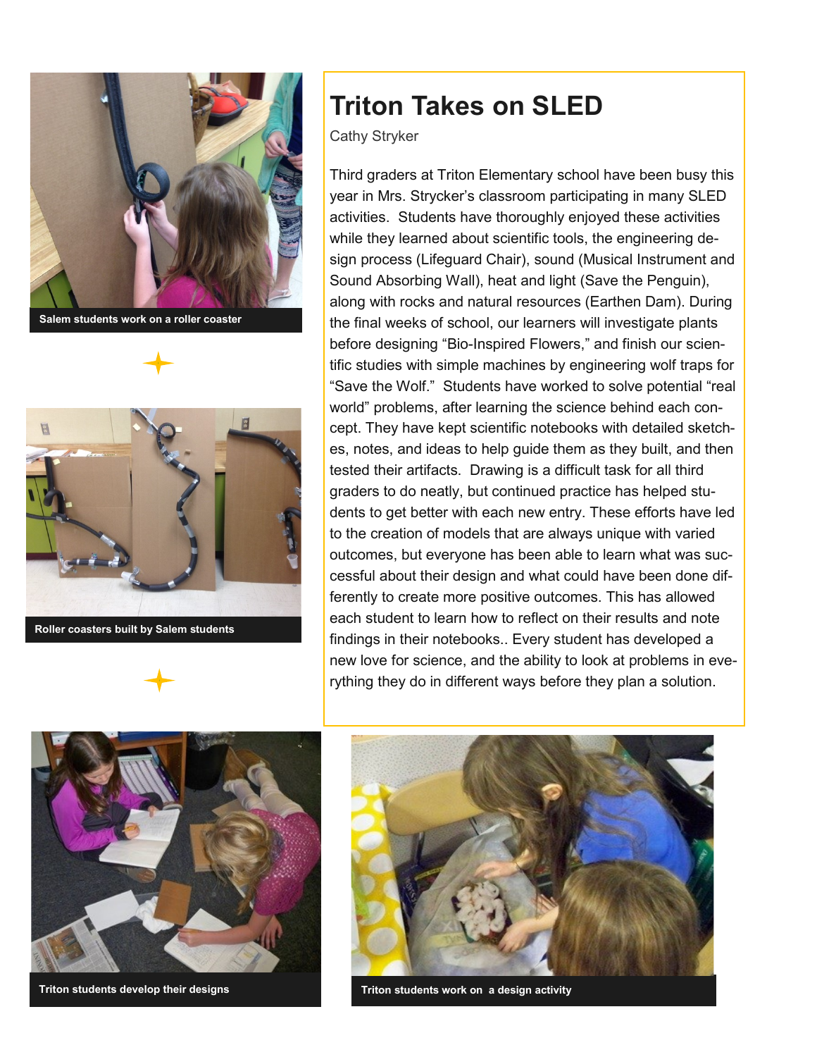Salem students work on a roller coaster

Roller coasters built by Salem students

# Triton Takes on SLED

Cathy Stryker

Third graders at Triton Elementary school have been busy this year in Mrs. Strycker's classroom participating in many SLED activities. Students have thoroughly enjoyed these activities while they learned about scientific tools, the engineering design process (Lifeguard Chair), sound (Musical Instrument and Sound Absorbing Wall), heat and light (Save the Penguin), along with rocks and natural resources (Earthen Dam). During the final weeks of school, our learners will investigate plants before designing "Bio-Inspired Flowers," and finish our scientific studies with simple machines by engineering wolf traps for "Save the Wolf." Students have worked to solve potential "real world" problems, after learning the science behind each concept. They have kept scientific notebooks with detailed sketches, notes, and ideas to help guide them as they built, and then tested their artifacts. Drawing is a difficult task for all third graders to do neatly, but continued practice has helped students to get better with each new entry. These efforts have led to the creation of models that are always unique with varied outcomes, but everyone has been able to learn what was successful about their design and what could have been done differently to create more positive outcomes. This has allowed each student to learn how to reflect on their results and note findings in their notebooks.. Every student has developed a new love for science, and the ability to look at problems in everything they do in different ways before they plan a solution.

Triton students develop their designs

Triton students work on a design activity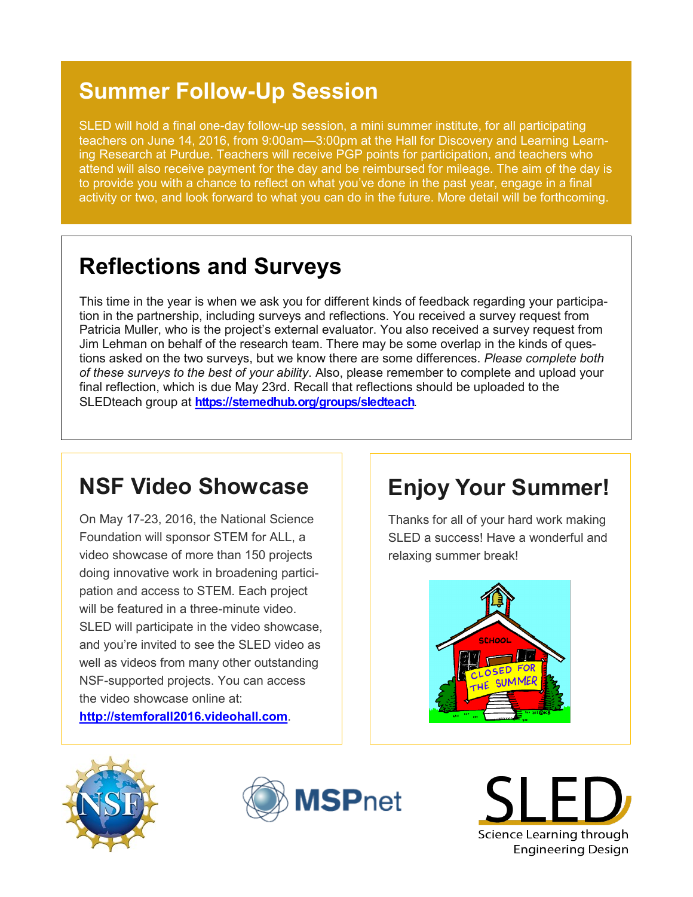## Summer Follow-Up Session

SLED will hold a final one-day follow-up session, a mini summer institute, for all participating teachers on June 14, 2016, from 9:00am—3:00pm at the Hall for Discovery and Learning Learning Research at Purdue. Teachers will receive PGP points for participation, and teachers who attend will also receive payment for the day and be reimbursed for mileage. The aim of the day is to provide you with a chance to reflect on what you've done in the past year, engage in a final activity or two, and look forward to what you can do in the future. More detail will be forthcoming.

## Reflections and Surveys

This time in the year is when we ask you for different kinds of feedback regarding your participation in the partnership, including surveys and reflections. You received a survey request from Patricia Muller, who is the project's external evaluator. You also received a survey request from Jim Lehman on behalf of the research team. There may be some overlap in the kinds of questions asked on the two surveys, but we know there are some differences. *Please complete both of these surveys to the best of your ability*. Also, please remember to complete and upload your final reflection, which is due May 23rd. Recall that reflections should be uploaded to the SLEDteach group at **https://stemedhub.org/groups/sledteach**.

## NSF Video Showcase

On May 17-23, 2016, the National Science Foundation will sponsor STEM for ALL, a video showcase of more than 150 projects doing innovative work in broadening participation and access to STEM. Each project will be featured in a three-minute video. SLED will participate in the video showcase, and you're invited to see the SLED video as well as videos from many other outstanding NSF-supported projects. You can access the video showcase online at: **http://stemforall2016.videohall.com**.

## Enjoy Your Summer!

Thanks for all of your hard work making SLED a success! Have a wonderful and relaxing summer break!

SLED
Science Learning through Engineering Design